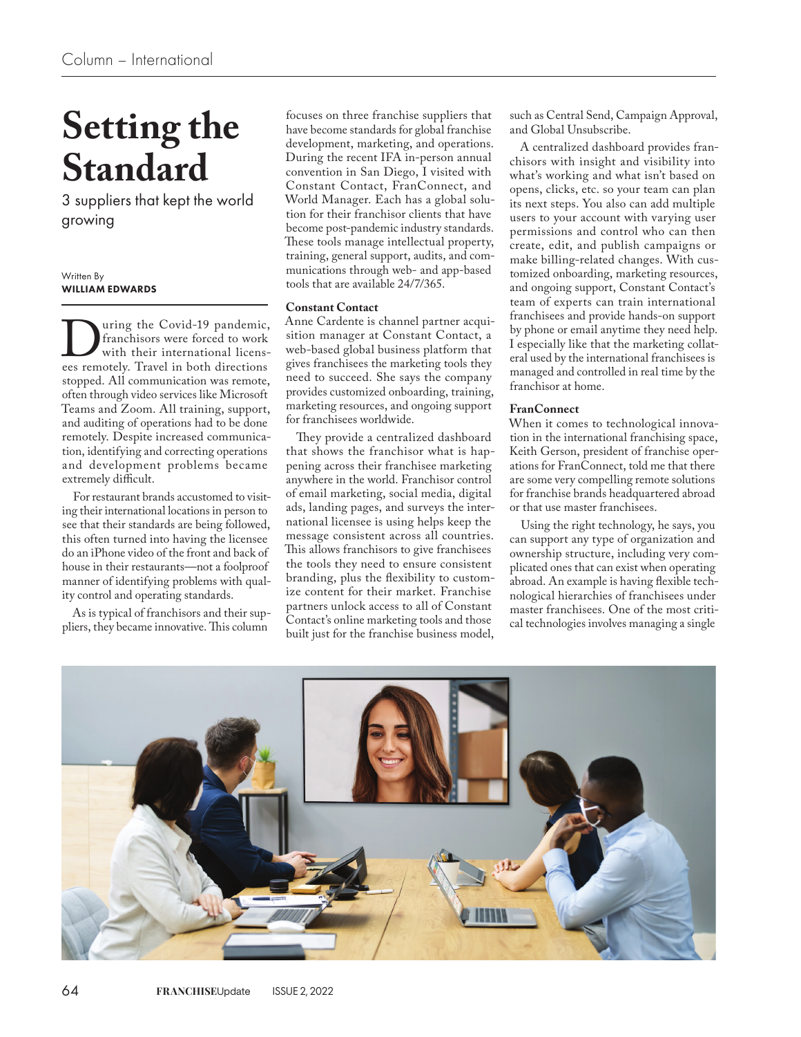# Setting the Standard

3 suppliers that kept the world growing

Written By
**WILLIAM EDWARDS**

During the Covid-19 pandemic, franchisors were forced to work with their international licensees remotely. Travel in both directions stopped. All communication was remote, often through video services like Microsoft Teams and Zoom. All training, support, and auditing of operations had to be done remotely. Despite increased communication, identifying and correcting operations and development problems became extremely difficult.

For restaurant brands accustomed to visiting their international locations in person to see that their standards are being followed, this often turned into having the licensee do an iPhone video of the front and back of house in their restaurants—not a foolproof manner of identifying problems with quality control and operating standards.

As is typical of franchisors and their suppliers, they became innovative. This column focuses on three franchise suppliers that have become standards for global franchise development, marketing, and operations. During the recent IFA in-person annual convention in San Diego, I visited with Constant Contact, FranConnect, and World Manager. Each has a global solution for their franchisor clients that have become post-pandemic industry standards. These tools manage intellectual property, training, general support, audits, and communications through web- and app-based tools that are available 24/7/365.

**Constant Contact**

Anne Cardente is channel partner acquisition manager at Constant Contact, a web-based global business platform that gives franchisees the marketing tools they need to succeed. She says the company provides customized onboarding, training, marketing resources, and ongoing support for franchisees worldwide.

They provide a centralized dashboard that shows the franchisor what is happening across their franchisee marketing anywhere in the world. Franchisor control of email marketing, social media, digital ads, landing pages, and surveys the international licensee is using helps keep the message consistent across all countries. This allows franchisors to give franchisees the tools they need to ensure consistent branding, plus the flexibility to customize content for their market. Franchise partners unlock access to all of Constant Contact's online marketing tools and those built just for the franchise business model, such as Central Send, Campaign Approval, and Global Unsubscribe.

A centralized dashboard provides franchisors with insight and visibility into what's working and what isn't based on opens, clicks, etc. so your team can plan its next steps. You also can add multiple users to your account with varying user permissions and control who can then create, edit, and publish campaigns or make billing-related changes. With customized onboarding, marketing resources, and ongoing support, Constant Contact's team of experts can train international franchisees and provide hands-on support by phone or email anytime they need help. I especially like that the marketing collateral used by the international franchisees is managed and controlled in real time by the franchisor at home.

**FranConnect**

When it comes to technological innovation in the international franchising space, Keith Gerson, president of franchise operations for FranConnect, told me that there are some very compelling remote solutions for franchise brands headquartered abroad or that use master franchisees.

Using the right technology, he says, you can support any type of organization and ownership structure, including very complicated ones that can exist when operating abroad. An example is having flexible technological hierarchies of franchisees under master franchisees. One of the most critical technologies involves managing a single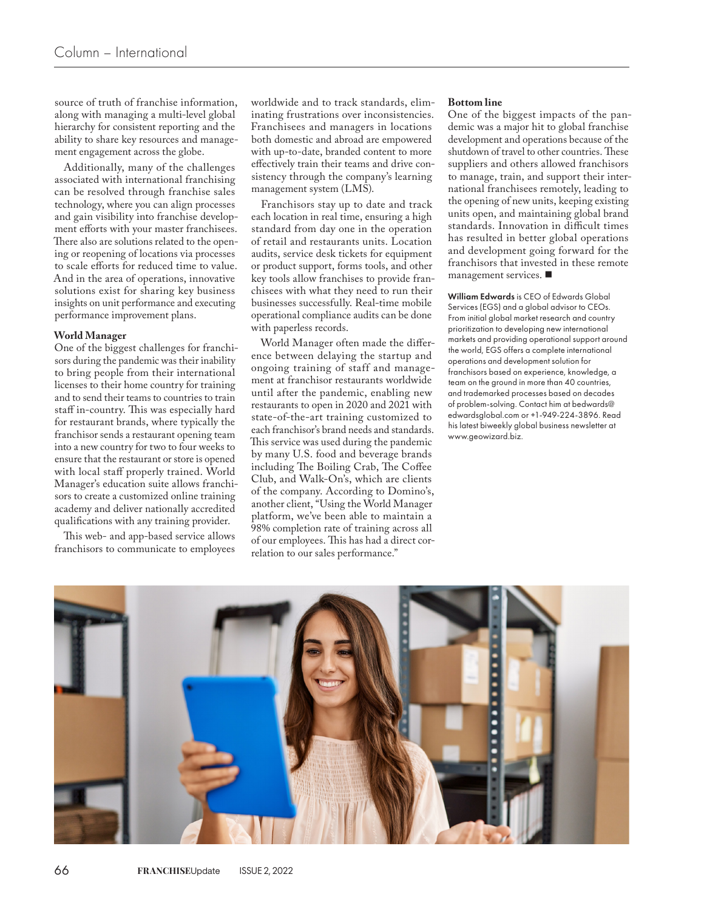source of truth of franchise information, along with managing a multi-level global hierarchy for consistent reporting and the ability to share key resources and management engagement across the globe.

Additionally, many of the challenges associated with international franchising can be resolved through franchise sales technology, where you can align processes and gain visibility into franchise development efforts with your master franchisees. There also are solutions related to the opening or reopening of locations via processes to scale efforts for reduced time to value. And in the area of operations, innovative solutions exist for sharing key business insights on unit performance and executing performance improvement plans.

**World Manager**

One of the biggest challenges for franchisors during the pandemic was their inability to bring people from their international licenses to their home country for training and to send their teams to countries to train staff in-country. This was especially hard for restaurant brands, where typically the franchisor sends a restaurant opening team into a new country for two to four weeks to ensure that the restaurant or store is opened with local staff properly trained. World Manager's education suite allows franchisors to create a customized online training academy and deliver nationally accredited qualifications with any training provider.

This web- and app-based service allows franchisors to communicate to employees worldwide and to track standards, eliminating frustrations over inconsistencies. Franchisees and managers in locations both domestic and abroad are empowered with up-to-date, branded content to more effectively train their teams and drive consistency through the company's learning management system (LMS).

Franchisors stay up to date and track each location in real time, ensuring a high standard from day one in the operation of retail and restaurants units. Location audits, service desk tickets for equipment or product support, forms tools, and other key tools allow franchises to provide franchisees with what they need to run their businesses successfully. Real-time mobile operational compliance audits can be done with paperless records.

World Manager often made the difference between delaying the startup and ongoing training of staff and management at franchisor restaurants worldwide until after the pandemic, enabling new restaurants to open in 2020 and 2021 with state-of-the-art training customized to each franchisor's brand needs and standards. This service was used during the pandemic by many U.S. food and beverage brands including The Boiling Crab, The Coffee Club, and Walk-On's, which are clients of the company. According to Domino's, another client, "Using the World Manager platform, we've been able to maintain a 98% completion rate of training across all of our employees. This has had a direct correlation to our sales performance."

**Bottom line**

One of the biggest impacts of the pandemic was a major hit to global franchise development and operations because of the shutdown of travel to other countries. These suppliers and others allowed franchisors to manage, train, and support their international franchisees remotely, leading to the opening of new units, keeping existing units open, and maintaining global brand standards. Innovation in difficult times has resulted in better global operations and development going forward for the franchisors that invested in these remote management services. ■

**William Edwards** is CEO of Edwards Global Services (EGS) and a global advisor to CEOs. From initial global market research and country prioritization to developing new international markets and providing operational support around the world, EGS offers a complete international operations and development solution for franchisors based on experience, knowledge, a team on the ground in more than 40 countries, and trademarked processes based on decades of problem-solving. Contact him at bedwards@edwardsglobal.com or +1-949-224-3896. Read his latest biweekly global business newsletter at www.geowizard.biz.